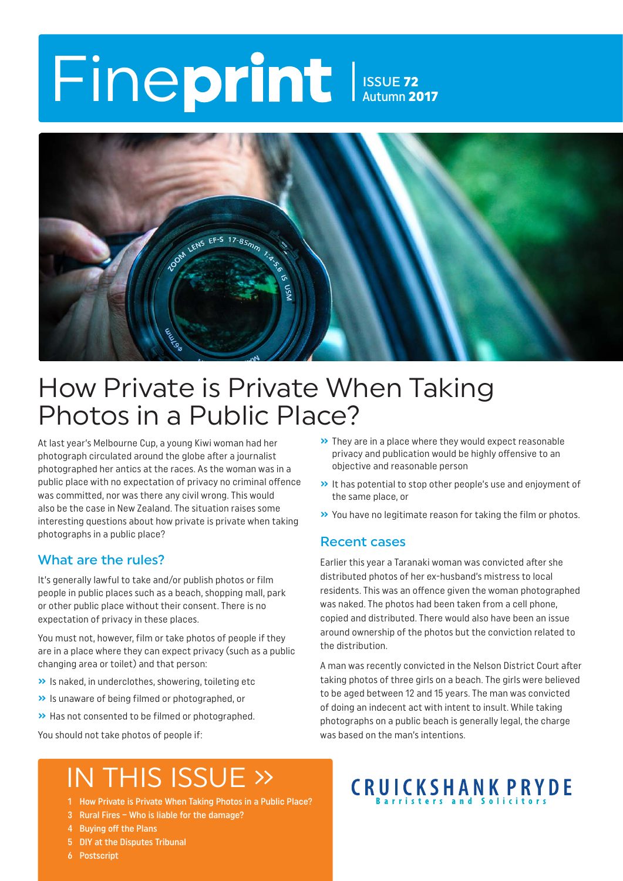# Fineprint

ISSUE 72
Autumn 2017

# How Private is Private When Taking Photos in a Public Place?

At last year's Melbourne Cup, a young Kiwi woman had her photograph circulated around the globe after a journalist photographed her antics at the races. As the woman was in a public place with no expectation of privacy no criminal offence was committed, nor was there any civil wrong. This would also be the case in New Zealand. The situation raises some interesting questions about how private is private when taking photographs in a public place?

## What are the rules?

It's generally lawful to take and/or publish photos or film people in public places such as a beach, shopping mall, park or other public place without their consent. There is no expectation of privacy in these places.

You must not, however, film or take photos of people if they are in a place where they can expect privacy (such as a public changing area or toilet) and that person:

- Is naked, in underclothes, showering, toileting etc
- Is unaware of being filmed or photographed, or
- Has not consented to be filmed or photographed.

You should not take photos of people if:

- They are in a place where they would expect reasonable privacy and publication would be highly offensive to an objective and reasonable person
- It has potential to stop other people's use and enjoyment of the same place, or
- You have no legitimate reason for taking the film or photos.

## Recent cases

Earlier this year a Taranaki woman was convicted after she distributed photos of her ex-husband's mistress to local residents. This was an offence given the woman photographed was naked. The photos had been taken from a cell phone, copied and distributed. There would also have been an issue around ownership of the photos but the conviction related to the distribution.

A man was recently convicted in the Nelson District Court after taking photos of three girls on a beach. The girls were believed to be aged between 12 and 15 years. The man was convicted of doing an indecent act with intent to insult. While taking photographs on a public beach is generally legal, the charge was based on the man's intentions.

## IN THIS ISSUE »

1 How Private is Private When Taking Photos in a Public Place?
3 Rural Fires – Who is liable for the damage?
4 Buying off the Plans
5 DIY at the Disputes Tribunal
6 Postscript

**CRUICKSHANK PRYDE**
Barristers and Solicitors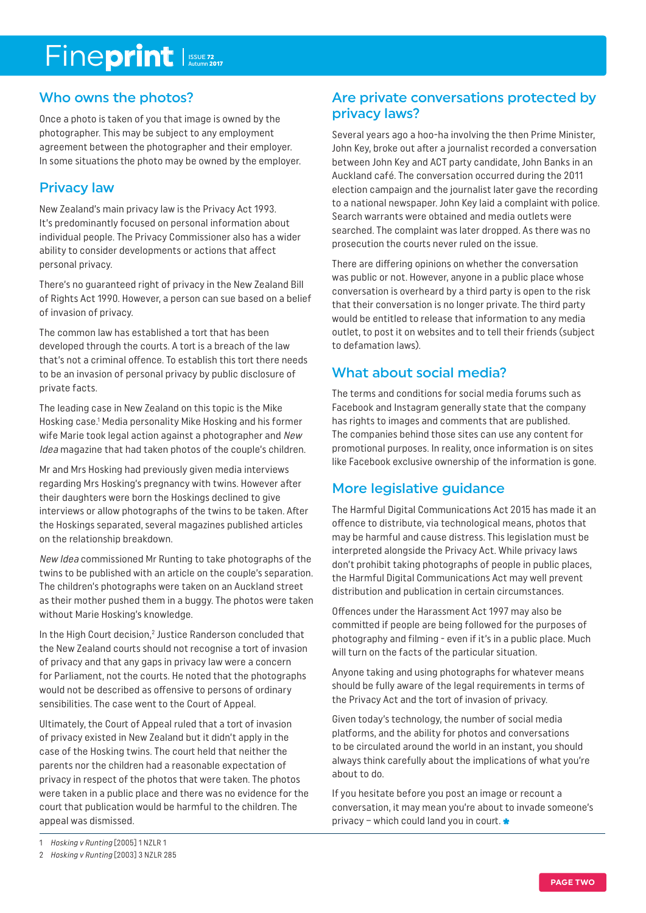## Who owns the photos?

Once a photo is taken of you that image is owned by the photographer. This may be subject to any employment agreement between the photographer and their employer. In some situations the photo may be owned by the employer.

## Privacy law

New Zealand's main privacy law is the Privacy Act 1993. It's predominantly focused on personal information about individual people. The Privacy Commissioner also has a wider ability to consider developments or actions that affect personal privacy.

There's no guaranteed right of privacy in the New Zealand Bill of Rights Act 1990. However, a person can sue based on a belief of invasion of privacy.

The common law has established a tort that has been developed through the courts. A tort is a breach of the law that's not a criminal offence. To establish this tort there needs to be an invasion of personal privacy by public disclosure of private facts.

The leading case in New Zealand on this topic is the Mike Hosking case.[1] Media personality Mike Hosking and his former wife Marie took legal action against a photographer and *New Idea* magazine that had taken photos of the couple's children.

Mr and Mrs Hosking had previously given media interviews regarding Mrs Hosking's pregnancy with twins. However after their daughters were born the Hoskings declined to give interviews or allow photographs of the twins to be taken. After the Hoskings separated, several magazines published articles on the relationship breakdown.

*New Idea* commissioned Mr Runting to take photographs of the twins to be published with an article on the couple's separation. The children's photographs were taken on an Auckland street as their mother pushed them in a buggy. The photos were taken without Marie Hosking's knowledge.

In the High Court decision,[2] Justice Randerson concluded that the New Zealand courts should not recognise a tort of invasion of privacy and that any gaps in privacy law were a concern for Parliament, not the courts. He noted that the photographs would not be described as offensive to persons of ordinary sensibilities. The case went to the Court of Appeal.

Ultimately, the Court of Appeal ruled that a tort of invasion of privacy existed in New Zealand but it didn't apply in the case of the Hosking twins. The court held that neither the parents nor the children had a reasonable expectation of privacy in respect of the photos that were taken. The photos were taken in a public place and there was no evidence for the court that publication would be harmful to the children. The appeal was dismissed.

## Are private conversations protected by privacy laws?

Several years ago a hoo-ha involving the then Prime Minister, John Key, broke out after a journalist recorded a conversation between John Key and ACT party candidate, John Banks in an Auckland café. The conversation occurred during the 2011 election campaign and the journalist later gave the recording to a national newspaper. John Key laid a complaint with police. Search warrants were obtained and media outlets were searched. The complaint was later dropped. As there was no prosecution the courts never ruled on the issue.

There are differing opinions on whether the conversation was public or not. However, anyone in a public place whose conversation is overheard by a third party is open to the risk that their conversation is no longer private. The third party would be entitled to release that information to any media outlet, to post it on websites and to tell their friends (subject to defamation laws).

## What about social media?

The terms and conditions for social media forums such as Facebook and Instagram generally state that the company has rights to images and comments that are published. The companies behind those sites can use any content for promotional purposes. In reality, once information is on sites like Facebook exclusive ownership of the information is gone.

## More legislative guidance

The Harmful Digital Communications Act 2015 has made it an offence to distribute, via technological means, photos that may be harmful and cause distress. This legislation must be interpreted alongside the Privacy Act. While privacy laws don't prohibit taking photographs of people in public places, the Harmful Digital Communications Act may well prevent distribution and publication in certain circumstances.

Offences under the Harassment Act 1997 may also be committed if people are being followed for the purposes of photography and filming - even if it's in a public place. Much will turn on the facts of the particular situation.

Anyone taking and using photographs for whatever means should be fully aware of the legal requirements in terms of the Privacy Act and the tort of invasion of privacy.

Given today's technology, the number of social media platforms, and the ability for photos and conversations to be circulated around the world in an instant, you should always think carefully about the implications of what you're about to do.

If you hesitate before you post an image or recount a conversation, it may mean you're about to invade someone's privacy – which could land you in court.

---

1 *Hosking v Runting* [2005] 1 NZLR 1

2 *Hosking v Runting* [2003] 3 NZLR 285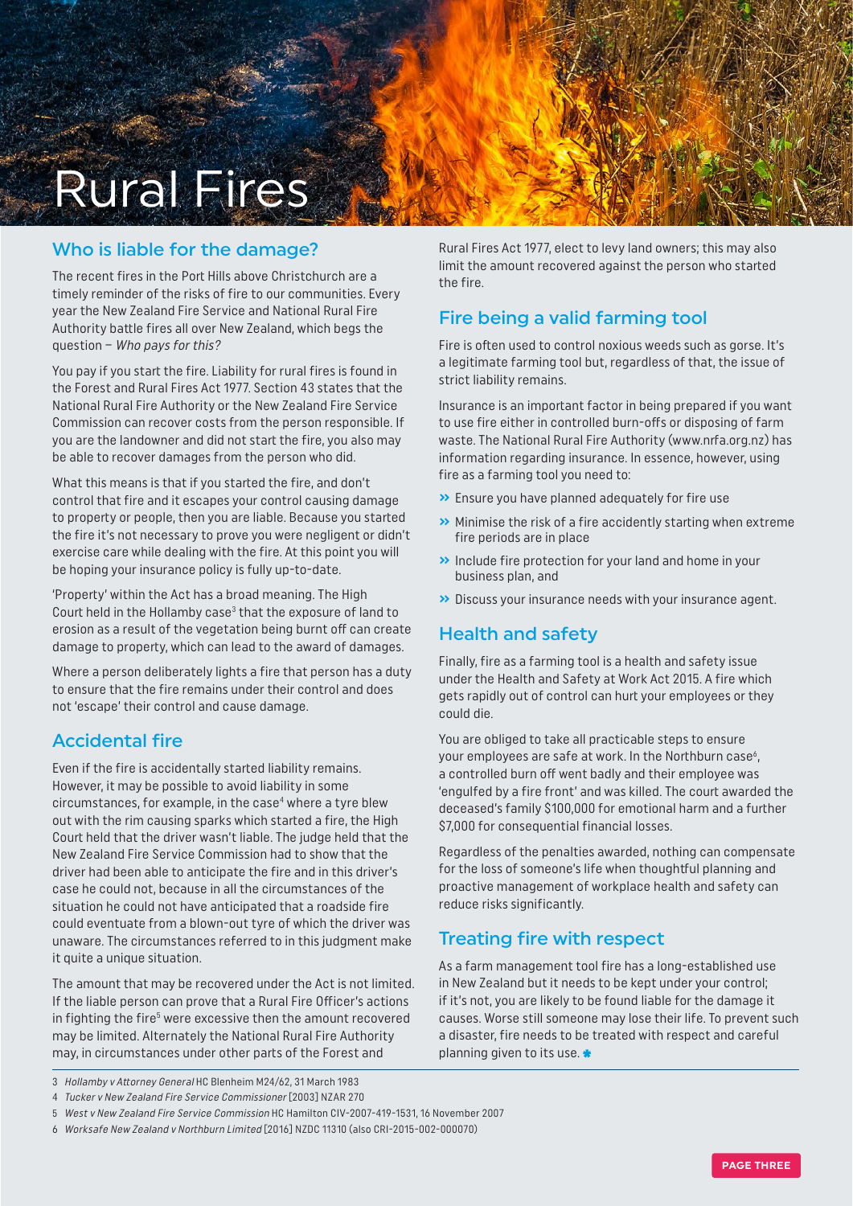# Rural Fires

## Who is liable for the damage?

The recent fires in the Port Hills above Christchurch are a timely reminder of the risks of fire to our communities. Every year the New Zealand Fire Service and National Rural Fire Authority battle fires all over New Zealand, which begs the question – *Who pays for this?*

You pay if you start the fire. Liability for rural fires is found in the Forest and Rural Fires Act 1977. Section 43 states that the National Rural Fire Authority or the New Zealand Fire Service Commission can recover costs from the person responsible. If you are the landowner and did not start the fire, you also may be able to recover damages from the person who did.

What this means is that if you started the fire, and don't control that fire and it escapes your control causing damage to property or people, then you are liable. Because you started the fire it's not necessary to prove you were negligent or didn't exercise care while dealing with the fire. At this point you will be hoping your insurance policy is fully up-to-date.

'Property' within the Act has a broad meaning. The High Court held in the Hollamby case[3] that the exposure of land to erosion as a result of the vegetation being burnt off can create damage to property, which can lead to the award of damages.

Where a person deliberately lights a fire that person has a duty to ensure that the fire remains under their control and does not 'escape' their control and cause damage.

## Accidental fire

Even if the fire is accidentally started liability remains. However, it may be possible to avoid liability in some circumstances, for example, in the case[4] where a tyre blew out with the rim causing sparks which started a fire, the High Court held that the driver wasn't liable. The judge held that the New Zealand Fire Service Commission had to show that the driver had been able to anticipate the fire and in this driver's case he could not, because in all the circumstances of the situation he could not have anticipated that a roadside fire could eventuate from a blown-out tyre of which the driver was unaware. The circumstances referred to in this judgment make it quite a unique situation.

The amount that may be recovered under the Act is not limited. If the liable person can prove that a Rural Fire Officer's actions in fighting the fire[5] were excessive then the amount recovered may be limited. Alternately the National Rural Fire Authority may, in circumstances under other parts of the Forest and Rural Fires Act 1977, elect to levy land owners; this may also limit the amount recovered against the person who started the fire.

## Fire being a valid farming tool

Fire is often used to control noxious weeds such as gorse. It's a legitimate farming tool but, regardless of that, the issue of strict liability remains.

Insurance is an important factor in being prepared if you want to use fire either in controlled burn-offs or disposing of farm waste. The National Rural Fire Authority (www.nrfa.org.nz) has information regarding insurance. In essence, however, using fire as a farming tool you need to:

- Ensure you have planned adequately for fire use
- Minimise the risk of a fire accidently starting when extreme fire periods are in place
- Include fire protection for your land and home in your business plan, and
- Discuss your insurance needs with your insurance agent.

## Health and safety

Finally, fire as a farming tool is a health and safety issue under the Health and Safety at Work Act 2015. A fire which gets rapidly out of control can hurt your employees or they could die.

You are obliged to take all practicable steps to ensure your employees are safe at work. In the Northburn case[6], a controlled burn off went badly and their employee was 'engulfed by a fire front' and was killed. The court awarded the deceased's family $100,000 for emotional harm and a further $7,000 for consequential financial losses.

Regardless of the penalties awarded, nothing can compensate for the loss of someone's life when thoughtful planning and proactive management of workplace health and safety can reduce risks significantly.

## Treating fire with respect

As a farm management tool fire has a long-established use in New Zealand but it needs to be kept under your control; if it's not, you are likely to be found liable for the damage it causes. Worse still someone may lose their life. To prevent such a disaster, fire needs to be treated with respect and careful planning given to its use.

---

3 *Hollamby v Attorney General* HC Blenheim M24/62, 31 March 1983

4 *Tucker v New Zealand Fire Service Commissioner* [2003] NZAR 270

5 *West v New Zealand Fire Service Commission* HC Hamilton CIV-2007-419-1531, 16 November 2007

6 *Worksafe New Zealand v Northburn Limited* [2016] NZDC 11310 (also CRI-2015-002-000070)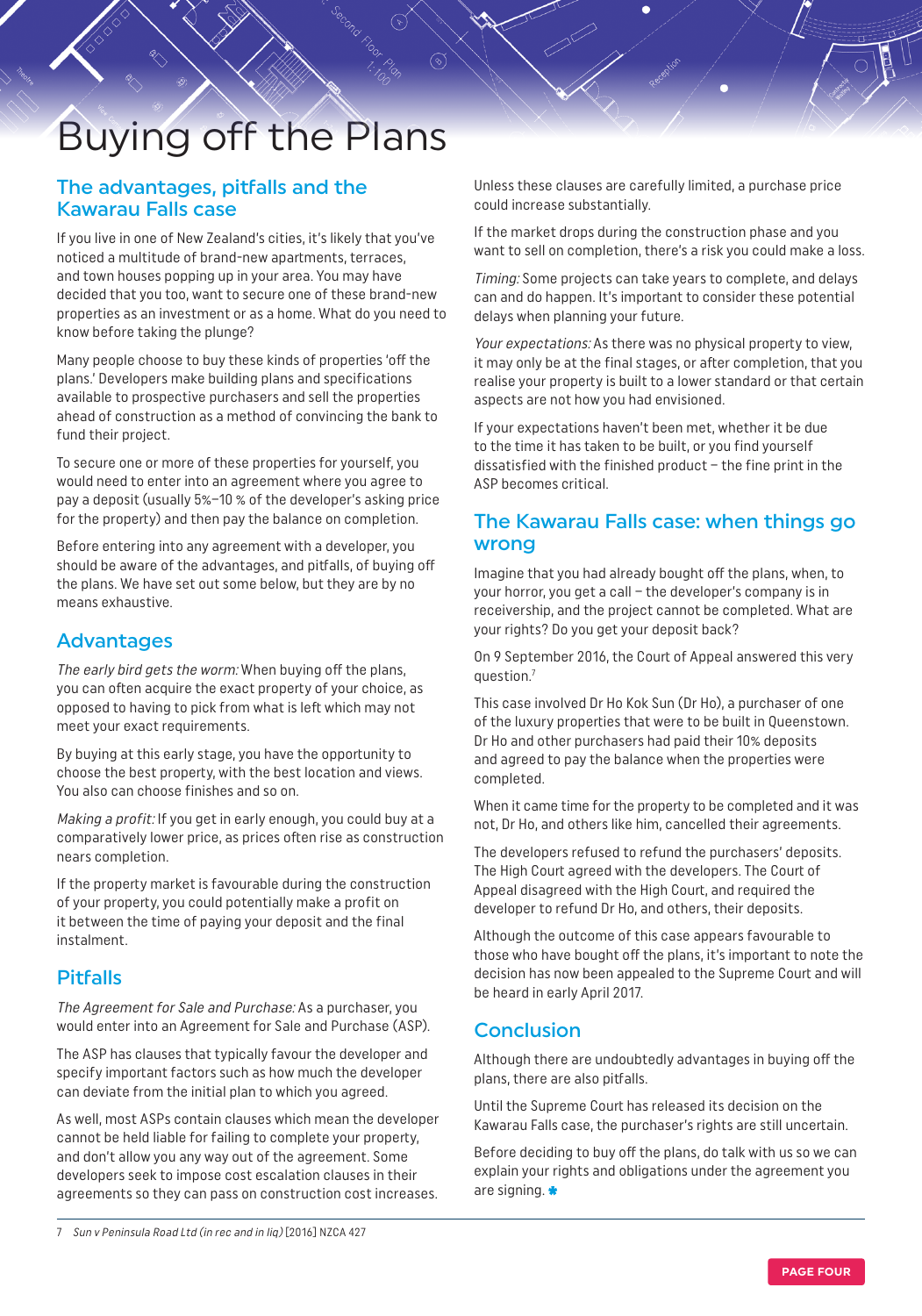# Buying off the Plans

## The advantages, pitfalls and the Kawarau Falls case

If you live in one of New Zealand's cities, it's likely that you've noticed a multitude of brand-new apartments, terraces, and town houses popping up in your area. You may have decided that you too, want to secure one of these brand-new properties as an investment or as a home. What do you need to know before taking the plunge?

Many people choose to buy these kinds of properties 'off the plans.' Developers make building plans and specifications available to prospective purchasers and sell the properties ahead of construction as a method of convincing the bank to fund their project.

To secure one or more of these properties for yourself, you would need to enter into an agreement where you agree to pay a deposit (usually 5%–10 % of the developer's asking price for the property) and then pay the balance on completion.

Before entering into any agreement with a developer, you should be aware of the advantages, and pitfalls, of buying off the plans. We have set out some below, but they are by no means exhaustive.

## Advantages

*The early bird gets the worm:* When buying off the plans, you can often acquire the exact property of your choice, as opposed to having to pick from what is left which may not meet your exact requirements.

By buying at this early stage, you have the opportunity to choose the best property, with the best location and views. You also can choose finishes and so on.

*Making a profit:* If you get in early enough, you could buy at a comparatively lower price, as prices often rise as construction nears completion.

If the property market is favourable during the construction of your property, you could potentially make a profit on it between the time of paying your deposit and the final instalment.

## Pitfalls

*The Agreement for Sale and Purchase:* As a purchaser, you would enter into an Agreement for Sale and Purchase (ASP).

The ASP has clauses that typically favour the developer and specify important factors such as how much the developer can deviate from the initial plan to which you agreed.

As well, most ASPs contain clauses which mean the developer cannot be held liable for failing to complete your property, and don't allow you any way out of the agreement. Some developers seek to impose cost escalation clauses in their agreements so they can pass on construction cost increases.

Unless these clauses are carefully limited, a purchase price could increase substantially.

If the market drops during the construction phase and you want to sell on completion, there's a risk you could make a loss.

*Timing:* Some projects can take years to complete, and delays can and do happen. It's important to consider these potential delays when planning your future.

*Your expectations:* As there was no physical property to view, it may only be at the final stages, or after completion, that you realise your property is built to a lower standard or that certain aspects are not how you had envisioned.

If your expectations haven't been met, whether it be due to the time it has taken to be built, or you find yourself dissatisfied with the finished product – the fine print in the ASP becomes critical.

## The Kawarau Falls case: when things go wrong

Imagine that you had already bought off the plans, when, to your horror, you get a call – the developer's company is in receivership, and the project cannot be completed. What are your rights? Do you get your deposit back?

On 9 September 2016, the Court of Appeal answered this very question.[7]

This case involved Dr Ho Kok Sun (Dr Ho), a purchaser of one of the luxury properties that were to be built in Queenstown. Dr Ho and other purchasers had paid their 10% deposits and agreed to pay the balance when the properties were completed.

When it came time for the property to be completed and it was not, Dr Ho, and others like him, cancelled their agreements.

The developers refused to refund the purchasers' deposits. The High Court agreed with the developers. The Court of Appeal disagreed with the High Court, and required the developer to refund Dr Ho, and others, their deposits.

Although the outcome of this case appears favourable to those who have bought off the plans, it's important to note the decision has now been appealed to the Supreme Court and will be heard in early April 2017.

## Conclusion

Although there are undoubtedly advantages in buying off the plans, there are also pitfalls.

Until the Supreme Court has released its decision on the Kawarau Falls case, the purchaser's rights are still uncertain.

Before deciding to buy off the plans, do talk with us so we can explain your rights and obligations under the agreement you are signing.

---

7 *Sun v Peninsula Road Ltd (in rec and in liq)* [2016] NZCA 427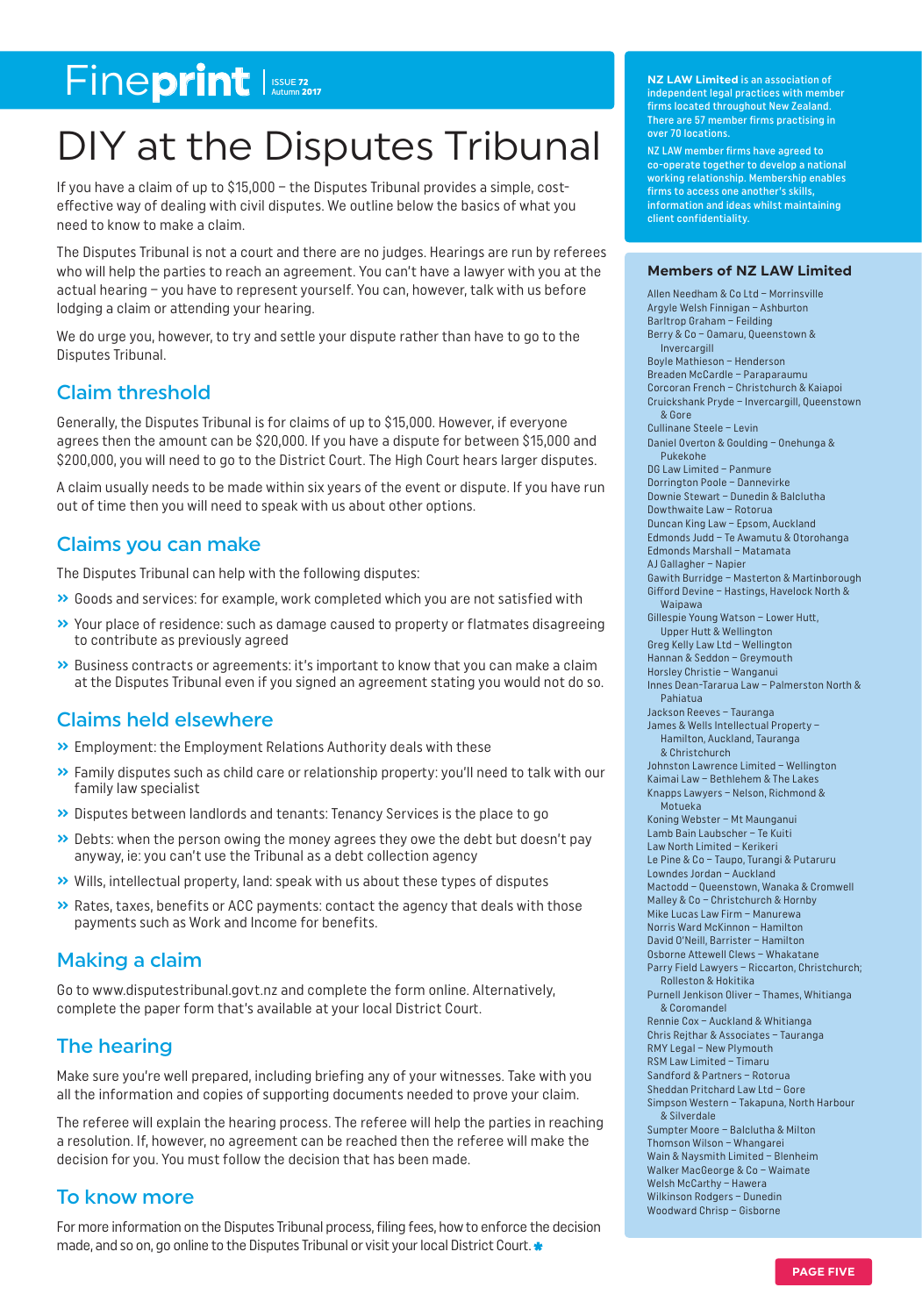Fineprint | ISSUE 72 Autumn 2017

# DIY at the Disputes Tribunal

If you have a claim of up to $15,000 – the Disputes Tribunal provides a simple, cost-effective way of dealing with civil disputes. We outline below the basics of what you need to know to make a claim.

The Disputes Tribunal is not a court and there are no judges. Hearings are run by referees who will help the parties to reach an agreement. You can't have a lawyer with you at the actual hearing – you have to represent yourself. You can, however, talk with us before lodging a claim or attending your hearing.

We do urge you, however, to try and settle your dispute rather than have to go to the Disputes Tribunal.

## Claim threshold

Generally, the Disputes Tribunal is for claims of up to $15,000. However, if everyone agrees then the amount can be $20,000. If you have a dispute for between $15,000 and $200,000, you will need to go to the District Court. The High Court hears larger disputes.

A claim usually needs to be made within six years of the event or dispute. If you have run out of time then you will need to speak with us about other options.

## Claims you can make

The Disputes Tribunal can help with the following disputes:

- Goods and services: for example, work completed which you are not satisfied with
- Your place of residence: such as damage caused to property or flatmates disagreeing to contribute as previously agreed
- Business contracts or agreements: it's important to know that you can make a claim at the Disputes Tribunal even if you signed an agreement stating you would not do so.

## Claims held elsewhere

- Employment: the Employment Relations Authority deals with these
- Family disputes such as child care or relationship property: you'll need to talk with our family law specialist
- Disputes between landlords and tenants: Tenancy Services is the place to go
- Debts: when the person owing the money agrees they owe the debt but doesn't pay anyway, ie: you can't use the Tribunal as a debt collection agency
- Wills, intellectual property, land: speak with us about these types of disputes
- Rates, taxes, benefits or ACC payments: contact the agency that deals with those payments such as Work and Income for benefits.

## Making a claim

Go to www.disputestribunal.govt.nz and complete the form online. Alternatively, complete the paper form that's available at your local District Court.

## The hearing

Make sure you're well prepared, including briefing any of your witnesses. Take with you all the information and copies of supporting documents needed to prove your claim.

The referee will explain the hearing process. The referee will help the parties in reaching a resolution. If, however, no agreement can be reached then the referee will make the decision for you. You must follow the decision that has been made.

## To know more

For more information on the Disputes Tribunal process, filing fees, how to enforce the decision made, and so on, go online to the Disputes Tribunal or visit your local District Court.

**NZ LAW Limited** is an association of independent legal practices with member firms located throughout New Zealand. There are 57 member firms practising in over 70 locations.

NZ LAW member firms have agreed to co-operate together to develop a national working relationship. Membership enables firms to access one another's skills, information and ideas whilst maintaining client confidentiality.

### Members of NZ LAW Limited

Allen Needham & Co Ltd – Morrinsville
Argyle Welsh Finnigan – Ashburton
Barltrop Graham – Feilding
Berry & Co – Oamaru, Queenstown & Invercargill
Boyle Mathieson – Henderson
Breaden McCardle – Paraparaumu
Corcoran French – Christchurch & Kaiapoi
Cruickshank Pryde – Invercargill, Queenstown & Gore
Cullinane Steele – Levin
Daniel Overton & Goulding – Onehunga & Pukekohe
DG Law Limited – Panmure
Dorrington Poole – Dannevirke
Downie Stewart – Dunedin & Balclutha
Dowthwaite Law – Rotorua
Duncan King Law – Epsom, Auckland
Edmonds Judd – Te Awamutu & Otorohanga
Edmonds Marshall – Matamata
AJ Gallagher – Napier
Gawith Burridge – Masterton & Martinborough
Gifford Devine – Hastings, Havelock North & Waipawa
Gillespie Young Watson – Lower Hutt, Upper Hutt & Wellington
Greg Kelly Law Ltd – Wellington
Hannan & Seddon – Greymouth
Horsley Christie – Wanganui
Innes Dean-Tararua Law – Palmerston North & Pahiatua
Jackson Reeves – Tauranga
James & Wells Intellectual Property – Hamilton, Auckland, Tauranga & Christchurch
Johnston Lawrence Limited – Wellington
Kaimai Law – Bethlehem & The Lakes
Knapps Lawyers – Nelson, Richmond & Motueka
Koning Webster – Mt Maunganui
Lamb Bain Laubscher – Te Kuiti
Law North Limited – Kerikeri
Le Pine & Co – Taupo, Turangi & Putaruru
Lowndes Jordan – Auckland
Mactodd – Queenstown, Wanaka & Cromwell
Malley & Co – Christchurch & Hornby
Mike Lucas Law Firm – Manurewa
Norris Ward McKinnon – Hamilton
David O'Neill, Barrister – Hamilton
Osborne Attewell Clews – Whakatane
Parry Field Lawyers – Riccarton, Christchurch; Rolleston & Hokitika
Purnell Jenkison Oliver – Thames, Whitianga & Coromandel
Rennie Cox – Auckland & Whitianga
Chris Rejthar & Associates – Tauranga
RMY Legal – New Plymouth
RSM Law Limited – Timaru
Sandford & Partners – Rotorua
Sheddan Pritchard Law Ltd – Gore
Simpson Western – Takapuna, North Harbour & Silverdale
Sumpter Moore – Balclutha & Milton
Thomson Wilson – Whangarei
Wain & Naysmith Limited – Blenheim
Walker MacGeorge & Co – Waimate
Welsh McCarthy – Hawera
Wilkinson Rodgers – Dunedin
Woodward Chrisp – Gisborne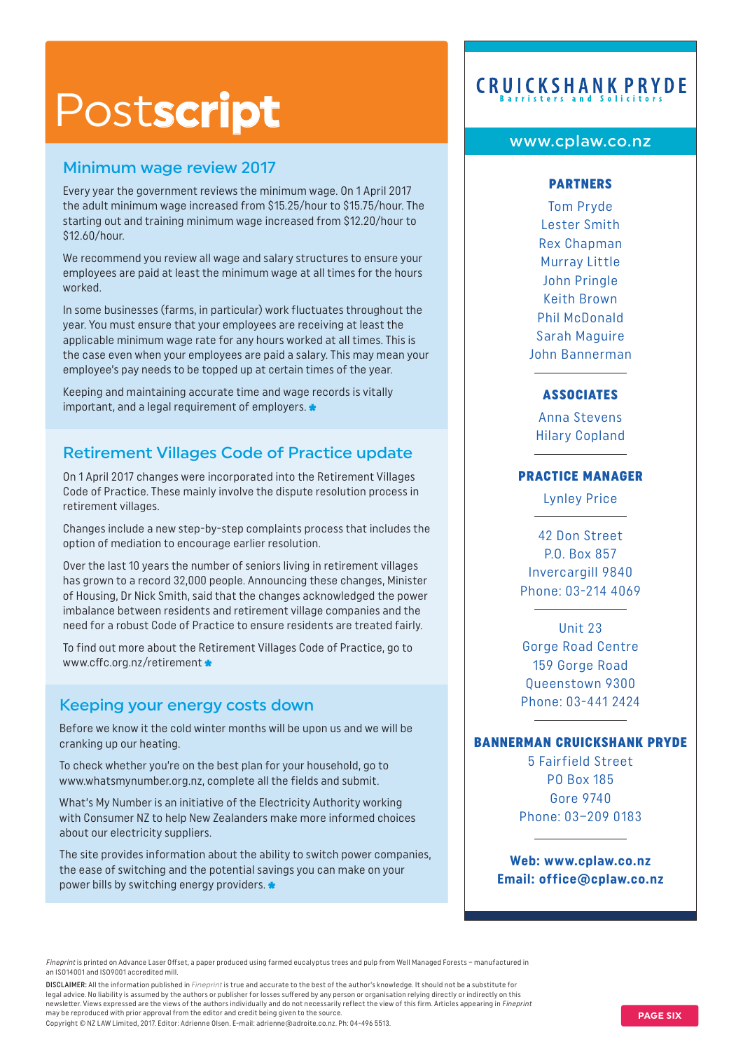# Postscript

## Minimum wage review 2017

Every year the government reviews the minimum wage. On 1 April 2017 the adult minimum wage increased from $15.25/hour to $15.75/hour. The starting out and training minimum wage increased from $12.20/hour to $12.60/hour.

We recommend you review all wage and salary structures to ensure your employees are paid at least the minimum wage at all times for the hours worked.

In some businesses (farms, in particular) work fluctuates throughout the year. You must ensure that your employees are receiving at least the applicable minimum wage rate for any hours worked at all times. This is the case even when your employees are paid a salary. This may mean your employee's pay needs to be topped up at certain times of the year.

Keeping and maintaining accurate time and wage records is vitally important, and a legal requirement of employers.

## Retirement Villages Code of Practice update

On 1 April 2017 changes were incorporated into the Retirement Villages Code of Practice. These mainly involve the dispute resolution process in retirement villages.

Changes include a new step-by-step complaints process that includes the option of mediation to encourage earlier resolution.

Over the last 10 years the number of seniors living in retirement villages has grown to a record 32,000 people. Announcing these changes, Minister of Housing, Dr Nick Smith, said that the changes acknowledged the power imbalance between residents and retirement village companies and the need for a robust Code of Practice to ensure residents are treated fairly.

To find out more about the Retirement Villages Code of Practice, go to www.cffc.org.nz/retirement

## Keeping your energy costs down

Before we know it the cold winter months will be upon us and we will be cranking up our heating.

To check whether you're on the best plan for your household, go to www.whatsmynumber.org.nz, complete all the fields and submit.

What's My Number is an initiative of the Electricity Authority working with Consumer NZ to help New Zealanders make more informed choices about our electricity suppliers.

The site provides information about the ability to switch power companies, the ease of switching and the potential savings you can make on your power bills by switching energy providers.

---

**CRUICKSHANK PRYDE**
Barristers and Solicitors

www.cplaw.co.nz

**PARTNERS**

Tom Pryde
Lester Smith
Rex Chapman
Murray Little
John Pringle
Keith Brown
Phil McDonald
Sarah Maguire
John Bannerman

**ASSOCIATES**

Anna Stevens
Hilary Copland

**PRACTICE MANAGER**

Lynley Price

42 Don Street
P.O. Box 857
Invercargill 9840
Phone: 03-214 4069

Unit 23
Gorge Road Centre
159 Gorge Road
Queenstown 9300
Phone: 03-441 2424

**BANNERMAN CRUICKSHANK PRYDE**

5 Fairfield Street
PO Box 185
Gore 9740
Phone: 03–209 0183

**Web: www.cplaw.co.nz**
**Email: office@cplaw.co.nz**

---

*Fineprint* is printed on Advance Laser Offset, a paper produced using farmed eucalyptus trees and pulp from Well Managed Forests – manufactured in an ISO14001 and ISO9001 accredited mill.

**DISCLAIMER:** All the information published in *Fineprint* is true and accurate to the best of the author's knowledge. It should not be a substitute for legal advice. No liability is assumed by the authors or publisher for losses suffered by any person or organisation relying directly or indirectly on this newsletter. Views expressed are the views of the authors individually and do not necessarily reflect the view of this firm. Articles appearing in *Fineprint* may be reproduced with prior approval from the editor and credit being given to the source.
Copyright © NZ LAW Limited, 2017. Editor: Adrienne Olsen. E-mail: adrienne@adroite.co.nz. Ph: 04-496 5513.